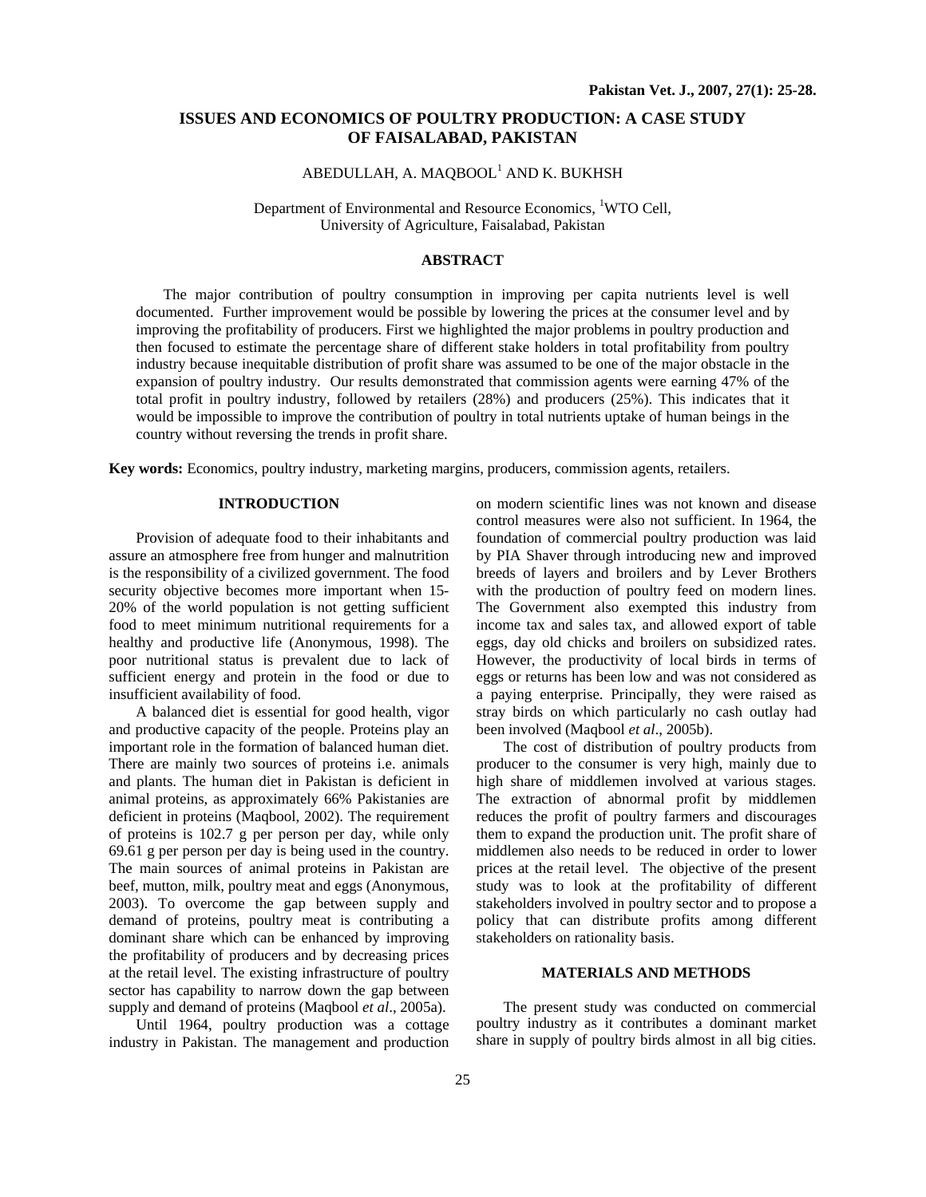# ISSUES AND ECONOMICS OF POULTRY PRODUCTION: A CASE STUDY OF FAISALABAD, PAKISTAN

ABEDULLAH, A. MAQBOOL[1] AND K. BUKHSH

Department of Environmental and Resource Economics, [1]WTO Cell, University of Agriculture, Faisalabad, Pakistan

## ABSTRACT

The major contribution of poultry consumption in improving per capita nutrients level is well documented. Further improvement would be possible by lowering the prices at the consumer level and by improving the profitability of producers. First we highlighted the major problems in poultry production and then focused to estimate the percentage share of different stake holders in total profitability from poultry industry because inequitable distribution of profit share was assumed to be one of the major obstacle in the expansion of poultry industry. Our results demonstrated that commission agents were earning 47% of the total profit in poultry industry, followed by retailers (28%) and producers (25%). This indicates that it would be impossible to improve the contribution of poultry in total nutrients uptake of human beings in the country without reversing the trends in profit share.

**Key words:** Economics, poultry industry, marketing margins, producers, commission agents, retailers.

## INTRODUCTION

Provision of adequate food to their inhabitants and assure an atmosphere free from hunger and malnutrition is the responsibility of a civilized government. The food security objective becomes more important when 15-20% of the world population is not getting sufficient food to meet minimum nutritional requirements for a healthy and productive life (Anonymous, 1998). The poor nutritional status is prevalent due to lack of sufficient energy and protein in the food or due to insufficient availability of food.

A balanced diet is essential for good health, vigor and productive capacity of the people. Proteins play an important role in the formation of balanced human diet. There are mainly two sources of proteins i.e. animals and plants. The human diet in Pakistan is deficient in animal proteins, as approximately 66% Pakistanies are deficient in proteins (Maqbool, 2002). The requirement of proteins is 102.7 g per person per day, while only 69.61 g per person per day is being used in the country. The main sources of animal proteins in Pakistan are beef, mutton, milk, poultry meat and eggs (Anonymous, 2003). To overcome the gap between supply and demand of proteins, poultry meat is contributing a dominant share which can be enhanced by improving the profitability of producers and by decreasing prices at the retail level. The existing infrastructure of poultry sector has capability to narrow down the gap between supply and demand of proteins (Maqbool *et al*., 2005a).

Until 1964, poultry production was a cottage industry in Pakistan. The management and production on modern scientific lines was not known and disease control measures were also not sufficient. In 1964, the foundation of commercial poultry production was laid by PIA Shaver through introducing new and improved breeds of layers and broilers and by Lever Brothers with the production of poultry feed on modern lines. The Government also exempted this industry from income tax and sales tax, and allowed export of table eggs, day old chicks and broilers on subsidized rates. However, the productivity of local birds in terms of eggs or returns has been low and was not considered as a paying enterprise. Principally, they were raised as stray birds on which particularly no cash outlay had been involved (Maqbool *et al*., 2005b).

The cost of distribution of poultry products from producer to the consumer is very high, mainly due to high share of middlemen involved at various stages. The extraction of abnormal profit by middlemen reduces the profit of poultry farmers and discourages them to expand the production unit. The profit share of middlemen also needs to be reduced in order to lower prices at the retail level. The objective of the present study was to look at the profitability of different stakeholders involved in poultry sector and to propose a policy that can distribute profits among different stakeholders on rationality basis.

## MATERIALS AND METHODS

The present study was conducted on commercial poultry industry as it contributes a dominant market share in supply of poultry birds almost in all big cities.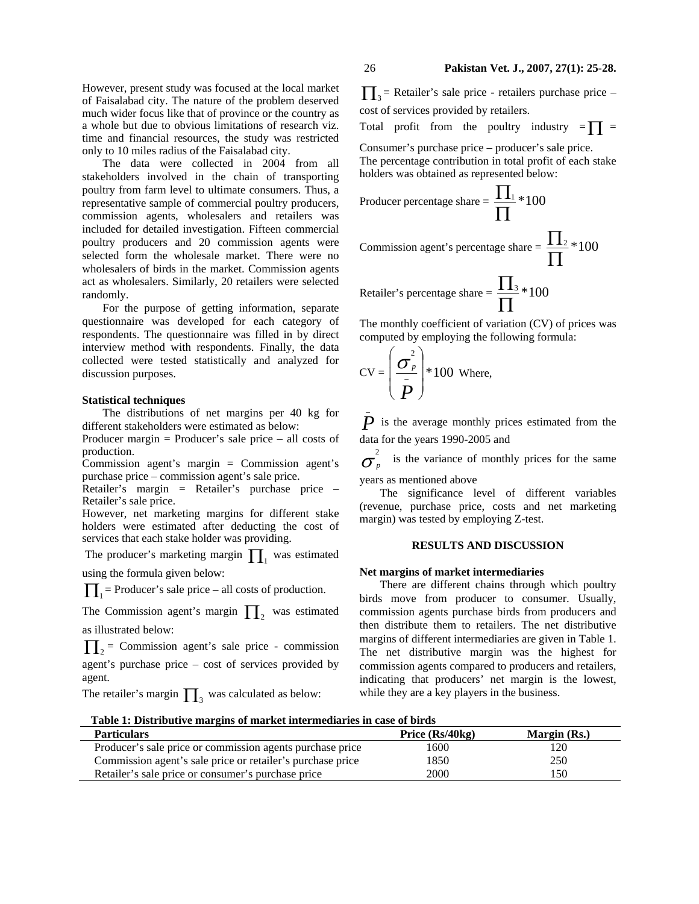However, present study was focused at the local market of Faisalabad city. The nature of the problem deserved much wider focus like that of province or the country as a whole but due to obvious limitations of research viz. time and financial resources, the study was restricted only to 10 miles radius of the Faisalabad city.

The data were collected in 2004 from all stakeholders involved in the chain of transporting poultry from farm level to ultimate consumers. Thus, a representative sample of commercial poultry producers, commission agents, wholesalers and retailers was included for detailed investigation. Fifteen commercial poultry producers and 20 commission agents were selected form the wholesale market. There were no wholesalers of birds in the market. Commission agents act as wholesalers. Similarly, 20 retailers were selected randomly.

For the purpose of getting information, separate questionnaire was developed for each category of respondents. The questionnaire was filled in by direct interview method with respondents. Finally, the data collected were tested statistically and analyzed for discussion purposes.

**Statistical techniques**

The distributions of net margins per 40 kg for different stakeholders were estimated as below:

Producer margin = Producer's sale price – all costs of production.

Commission agent's margin = Commission agent's purchase price – commission agent's sale price.

Retailer's margin = Retailer's purchase price – Retailer's sale price.

However, net marketing margins for different stake holders were estimated after deducting the cost of services that each stake holder was providing.

The producer's marketing margin $\prod_1$ was estimated using the formula given below:

$\prod_1$ = Producer's sale price – all costs of production.

The Commission agent's margin $\prod_2$ was estimated as illustrated below:

$\prod_2$ = Commission agent's sale price - commission agent's purchase price – cost of services provided by agent.

The retailer's margin $\prod_3$ was calculated as below:

$\prod_3$ = Retailer's sale price - retailers purchase price – cost of services provided by retailers.

Total profit from the poultry industry = $\prod$ = Consumer's purchase price – producer's sale price.

The percentage contribution in total profit of each stake holders was obtained as represented below:

Producer percentage share = $\frac{\prod_1}{\prod} * 100$

Commission agent's percentage share = $\frac{\prod_2}{\prod} * 100$

Retailer's percentage share = $\frac{\prod_3}{\prod} * 100$

The monthly coefficient of variation (CV) of prices was computed by employing the following formula:

$$CV = \left( \frac{\sigma_p^2}{\bar{P}} \right) * 100$$ Where,

$\bar{P}$ is the average monthly prices estimated from the data for the years 1990-2005 and

$\sigma_p^2$ is the variance of monthly prices for the same years as mentioned above

The significance level of different variables (revenue, purchase price, costs and net marketing margin) was tested by employing Z-test.

## RESULTS AND DISCUSSION

**Net margins of market intermediaries**

There are different chains through which poultry birds move from producer to consumer. Usually, commission agents purchase birds from producers and then distribute them to retailers. The net distributive margins of different intermediaries are given in Table 1. The net distributive margin was the highest for commission agents compared to producers and retailers, indicating that producers' net margin is the lowest, while they are a key players in the business.

**Table 1: Distributive margins of market intermediaries in case of birds**

| Particulars | Price (Rs/40kg) | Margin (Rs.) |
|---|---|---|
| Producer's sale price or commission agents purchase price | 1600 | 120 |
| Commission agent's sale price or retailer's purchase price | 1850 | 250 |
| Retailer's sale price or consumer's purchase price | 2000 | 150 |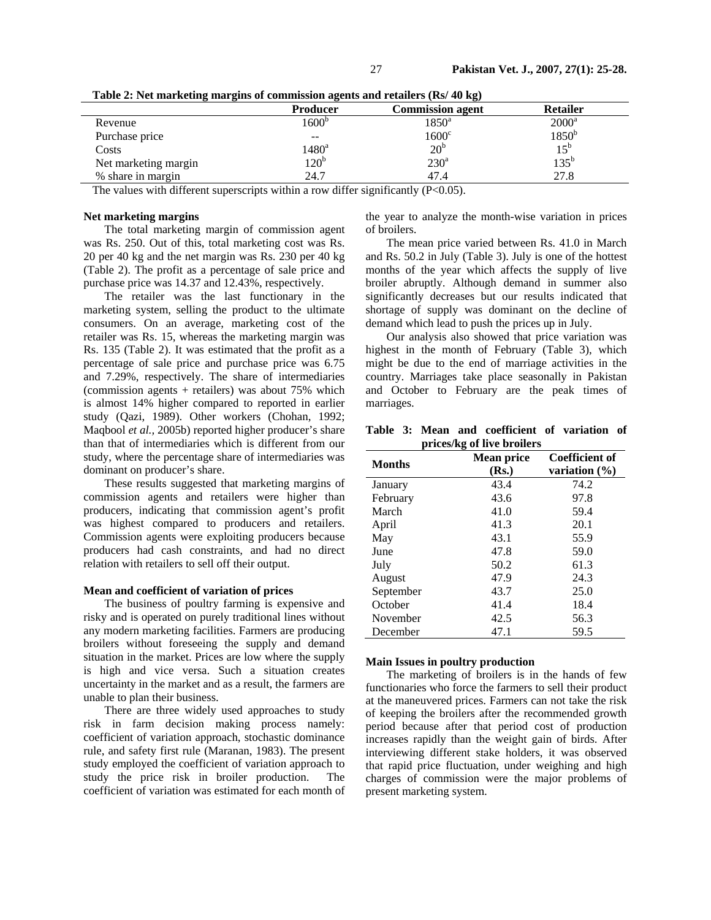**Table 2: Net marketing margins of commission agents and retailers (Rs/ 40 kg)**

| | Producer | Commission agent | Retailer |
|---|---|---|---|
| Revenue | 1600[b] | 1850[a] | 2000[a] |
| Purchase price | -- | 1600[c] | 1850[b] |
| Costs | 1480[a] | 20[b] | 15[b] |
| Net marketing margin | 120[b] | 230[a] | 135[b] |
| % share in margin | 24.7 | 47.4 | 27.8 |

The values with different superscripts within a row differ significantly (P<0.05).

### Net marketing margins

The total marketing margin of commission agent was Rs. 250. Out of this, total marketing cost was Rs. 20 per 40 kg and the net margin was Rs. 230 per 40 kg (Table 2). The profit as a percentage of sale price and purchase price was 14.37 and 12.43%, respectively.

The retailer was the last functionary in the marketing system, selling the product to the ultimate consumers. On an average, marketing cost of the retailer was Rs. 15, whereas the marketing margin was Rs. 135 (Table 2). It was estimated that the profit as a percentage of sale price and purchase price was 6.75 and 7.29%, respectively. The share of intermediaries (commission agents + retailers) was about 75% which is almost 14% higher compared to reported in earlier study (Qazi, 1989). Other workers (Chohan, 1992; Maqbool *et al.,* 2005b) reported higher producer's share than that of intermediaries which is different from our study, where the percentage share of intermediaries was dominant on producer's share.

These results suggested that marketing margins of commission agents and retailers were higher than producers, indicating that commission agent's profit was highest compared to producers and retailers. Commission agents were exploiting producers because producers had cash constraints, and had no direct relation with retailers to sell off their output.

### Mean and coefficient of variation of prices

The business of poultry farming is expensive and risky and is operated on purely traditional lines without any modern marketing facilities. Farmers are producing broilers without foreseeing the supply and demand situation in the market. Prices are low where the supply is high and vice versa. Such a situation creates uncertainty in the market and as a result, the farmers are unable to plan their business.

There are three widely used approaches to study risk in farm decision making process namely: coefficient of variation approach, stochastic dominance rule, and safety first rule (Maranan, 1983). The present study employed the coefficient of variation approach to study the price risk in broiler production. The coefficient of variation was estimated for each month of the year to analyze the month-wise variation in prices of broilers.

The mean price varied between Rs. 41.0 in March and Rs. 50.2 in July (Table 3). July is one of the hottest months of the year which affects the supply of live broiler abruptly. Although demand in summer also significantly decreases but our results indicated that shortage of supply was dominant on the decline of demand which lead to push the prices up in July.

Our analysis also showed that price variation was highest in the month of February (Table 3), which might be due to the end of marriage activities in the country. Marriages take place seasonally in Pakistan and October to February are the peak times of marriages.

**Table 3: Mean and coefficient of variation of prices/kg of live broilers**

| Months | Mean price (Rs.) | Coefficient of variation (%) |
|---|---|---|
| January | 43.4 | 74.2 |
| February | 43.6 | 97.8 |
| March | 41.0 | 59.4 |
| April | 41.3 | 20.1 |
| May | 43.1 | 55.9 |
| June | 47.8 | 59.0 |
| July | 50.2 | 61.3 |
| August | 47.9 | 24.3 |
| September | 43.7 | 25.0 |
| October | 41.4 | 18.4 |
| November | 42.5 | 56.3 |
| December | 47.1 | 59.5 |

### Main Issues in poultry production

The marketing of broilers is in the hands of few functionaries who force the farmers to sell their product at the maneuvered prices. Farmers can not take the risk of keeping the broilers after the recommended growth period because after that period cost of production increases rapidly than the weight gain of birds. After interviewing different stake holders, it was observed that rapid price fluctuation, under weighing and high charges of commission were the major problems of present marketing system.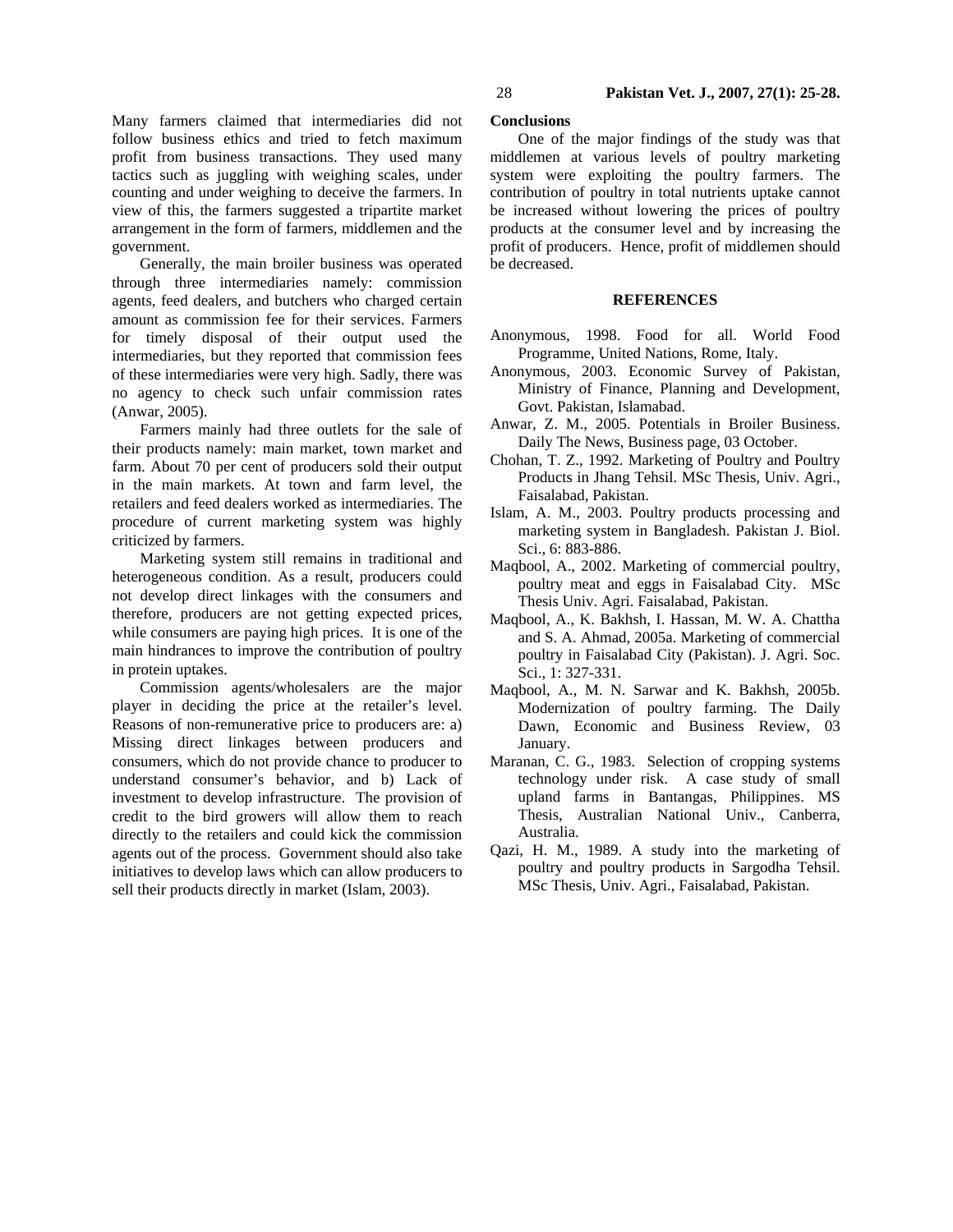Many farmers claimed that intermediaries did not follow business ethics and tried to fetch maximum profit from business transactions. They used many tactics such as juggling with weighing scales, under counting and under weighing to deceive the farmers. In view of this, the farmers suggested a tripartite market arrangement in the form of farmers, middlemen and the government.

Generally, the main broiler business was operated through three intermediaries namely: commission agents, feed dealers, and butchers who charged certain amount as commission fee for their services. Farmers for timely disposal of their output used the intermediaries, but they reported that commission fees of these intermediaries were very high. Sadly, there was no agency to check such unfair commission rates (Anwar, 2005).

Farmers mainly had three outlets for the sale of their products namely: main market, town market and farm. About 70 per cent of producers sold their output in the main markets. At town and farm level, the retailers and feed dealers worked as intermediaries. The procedure of current marketing system was highly criticized by farmers.

Marketing system still remains in traditional and heterogeneous condition. As a result, producers could not develop direct linkages with the consumers and therefore, producers are not getting expected prices, while consumers are paying high prices. It is one of the main hindrances to improve the contribution of poultry in protein uptakes.

Commission agents/wholesalers are the major player in deciding the price at the retailer's level. Reasons of non-remunerative price to producers are: a) Missing direct linkages between producers and consumers, which do not provide chance to producer to understand consumer's behavior, and b) Lack of investment to develop infrastructure. The provision of credit to the bird growers will allow them to reach directly to the retailers and could kick the commission agents out of the process. Government should also take initiatives to develop laws which can allow producers to sell their products directly in market (Islam, 2003).

## Conclusions

One of the major findings of the study was that middlemen at various levels of poultry marketing system were exploiting the poultry farmers. The contribution of poultry in total nutrients uptake cannot be increased without lowering the prices of poultry products at the consumer level and by increasing the profit of producers. Hence, profit of middlemen should be decreased.

## REFERENCES

Anonymous, 1998. Food for all. World Food Programme, United Nations, Rome, Italy.

Anonymous, 2003. Economic Survey of Pakistan, Ministry of Finance, Planning and Development, Govt. Pakistan, Islamabad.

Anwar, Z. M., 2005. Potentials in Broiler Business. Daily The News, Business page, 03 October.

Chohan, T. Z., 1992. Marketing of Poultry and Poultry Products in Jhang Tehsil. MSc Thesis, Univ. Agri., Faisalabad, Pakistan.

Islam, A. M., 2003. Poultry products processing and marketing system in Bangladesh. Pakistan J. Biol. Sci., 6: 883-886.

Maqbool, A., 2002. Marketing of commercial poultry, poultry meat and eggs in Faisalabad City. MSc Thesis Univ. Agri. Faisalabad, Pakistan.

Maqbool, A., K. Bakhsh, I. Hassan, M. W. A. Chattha and S. A. Ahmad, 2005a. Marketing of commercial poultry in Faisalabad City (Pakistan). J. Agri. Soc. Sci., 1: 327-331.

Maqbool, A., M. N. Sarwar and K. Bakhsh, 2005b. Modernization of poultry farming. The Daily Dawn, Economic and Business Review, 03 January.

Maranan, C. G., 1983. Selection of cropping systems technology under risk. A case study of small upland farms in Bantangas, Philippines. MS Thesis, Australian National Univ., Canberra, Australia.

Qazi, H. M., 1989. A study into the marketing of poultry and poultry products in Sargodha Tehsil. MSc Thesis, Univ. Agri., Faisalabad, Pakistan.